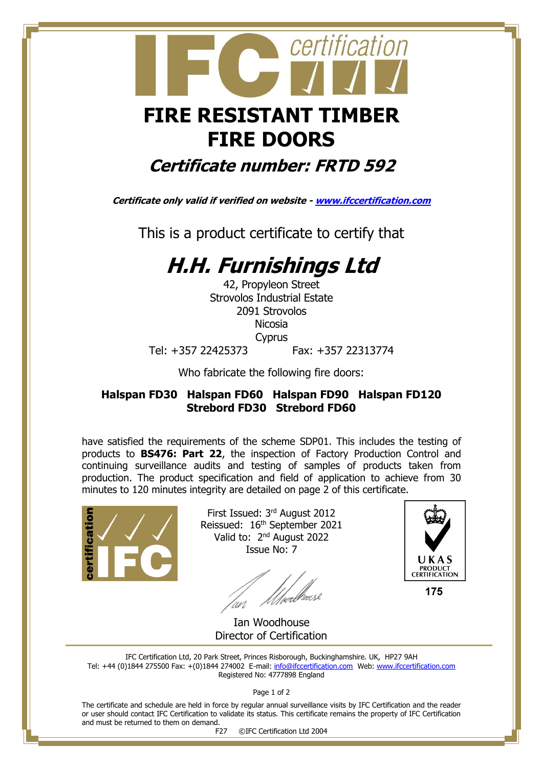# FIRE RESISTANT TIMBER FIRE DOORS

## *Certificate number: FRTD 592*

***Certificate only valid if verified on website - [www.ifccertification.com](http://www.ifccertification.com)***

This is a product certificate to certify that

# *H.H. Furnishings Ltd*

42, Propyleon Street
Strovolos Industrial Estate
2091 Strovolos
Nicosia
Cyprus

Tel: +357 22425373 Fax: +357 22313774

Who fabricate the following fire doors:

**Halspan FD30 Halspan FD60 Halspan FD90 Halspan FD120**
**Strebord FD30 Strebord FD60**

have satisfied the requirements of the scheme SDP01. This includes the testing of products to **BS476: Part 22**, the inspection of Factory Production Control and continuing surveillance audits and testing of samples of products taken from production. The product specification and field of application to achieve from 30 minutes to 120 minutes integrity are detailed on page 2 of this certificate.

First Issued: 3rd August 2012
Reissued: 16th September 2021
Valid to: 2nd August 2022
Issue No: 7

UKAS PRODUCT CERTIFICATION 175

Ian Woodhouse
Director of Certification

IFC Certification Ltd, 20 Park Street, Princes Risborough, Buckinghamshire. UK, HP27 9AH
Tel: +44 (0)1844 275500 Fax: +(0)1844 274002 E-mail: info@ifccertification.com Web: www.ifccertification.com
Registered No: 4777898 England

The certificate and schedule are held in force by regular annual surveillance visits by IFC Certification and the reader or user should contact IFC Certification to validate its status. This certificate remains the property of IFC Certification and must be returned to them on demand.

F27 ©IFC Certification Ltd 2004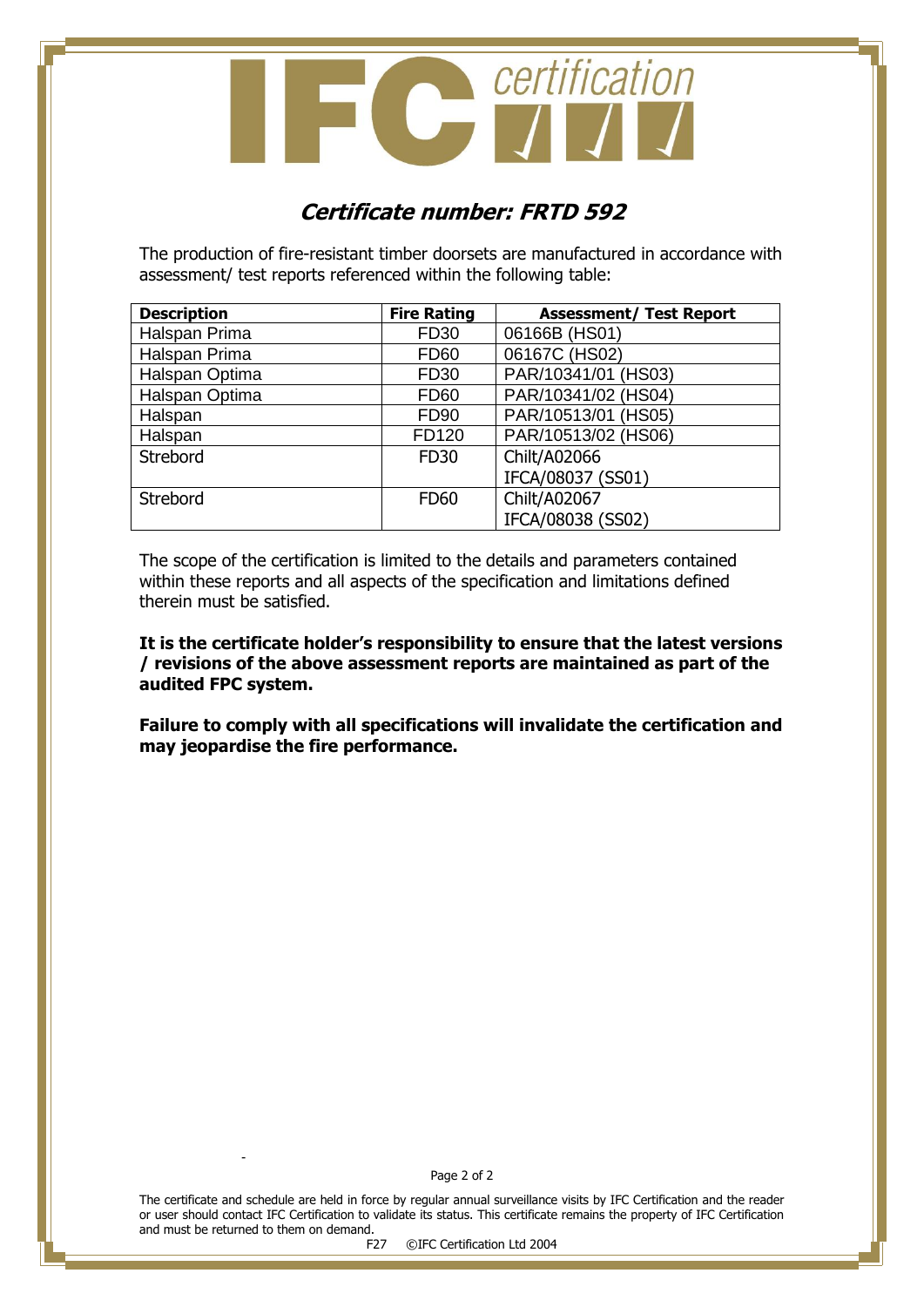## Certificate number: FRTD 592

The production of fire-resistant timber doorsets are manufactured in accordance with assessment/ test reports referenced within the following table:

| Description | Fire Rating | Assessment/ Test Report |
|---|---|---|
| Halspan Prima | FD30 | 06166B (HS01) |
| Halspan Prima | FD60 | 06167C (HS02) |
| Halspan Optima | FD30 | PAR/10341/01 (HS03) |
| Halspan Optima | FD60 | PAR/10341/02 (HS04) |
| Halspan | FD90 | PAR/10513/01 (HS05) |
| Halspan | FD120 | PAR/10513/02 (HS06) |
| Strebord | FD30 | Chilt/A02066<br>IFCA/08037 (SS01) |
| Strebord | FD60 | Chilt/A02067<br>IFCA/08038 (SS02) |

The scope of the certification is limited to the details and parameters contained within these reports and all aspects of the specification and limitations defined therein must be satisfied.

**It is the certificate holder's responsibility to ensure that the latest versions / revisions of the above assessment reports are maintained as part of the audited FPC system.**

**Failure to comply with all specifications will invalidate the certification and may jeopardise the fire performance.**

The certificate and schedule are held in force by regular annual surveillance visits by IFC Certification and the reader or user should contact IFC Certification to validate its status. This certificate remains the property of IFC Certification and must be returned to them on demand.

F27 ©IFC Certification Ltd 2004